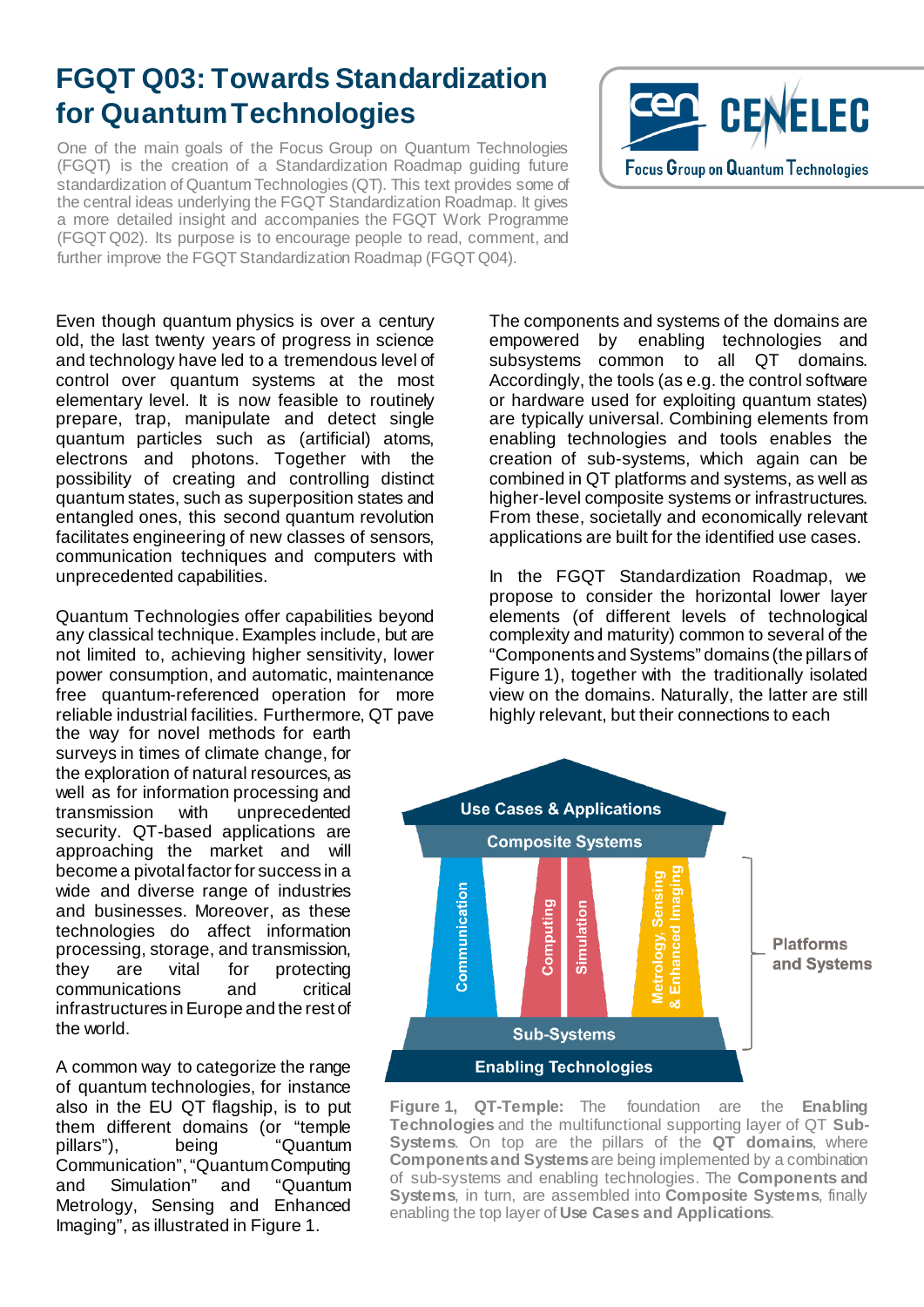# FGQT Q03: Towards Standardization for Quantum Technologies

One of the main goals of the Focus Group on Quantum Technologies (FGQT) is the creation of a Standardization Roadmap guiding future standardization of Quantum Technologies (QT). This text provides some of the central ideas underlying the FGQT Standardization Roadmap. It gives a more detailed insight and accompanies the FGQT Work Programme (FGQT Q02). Its purpose is to encourage people to read, comment, and further improve the FGQT Standardization Roadmap (FGQT Q04).

Even though quantum physics is over a century old, the last twenty years of progress in science and technology have led to a tremendous level of control over quantum systems at the most elementary level. It is now feasible to routinely prepare, trap, manipulate and detect single quantum particles such as (artificial) atoms, electrons and photons. Together with the possibility of creating and controlling distinct quantum states, such as superposition states and entangled ones, this second quantum revolution facilitates engineering of new classes of sensors, communication techniques and computers with unprecedented capabilities.

Quantum Technologies offer capabilities beyond any classical technique. Examples include, but are not limited to, achieving higher sensitivity, lower power consumption, and automatic, maintenance free quantum-referenced operation for more reliable industrial facilities. Furthermore, QT pave the way for novel methods for earth surveys in times of climate change, for the exploration of natural resources, as well as for information processing and transmission with unprecedented security. QT-based applications are approaching the market and will become a pivotal factor for success in a wide and diverse range of industries and businesses. Moreover, as these technologies do affect information processing, storage, and transmission, they are vital for protecting communications and critical infrastructures in Europe and the rest of the world.

A common way to categorize the range of quantum technologies, for instance also in the EU QT flagship, is to put them different domains (or "temple pillars"), being "Quantum Communication", "Quantum Computing and Simulation" and "Quantum Metrology, Sensing and Enhanced Imaging", as illustrated in Figure 1.

The components and systems of the domains are empowered by enabling technologies and subsystems common to all QT domains. Accordingly, the tools (as e.g. the control software or hardware used for exploiting quantum states) are typically universal. Combining elements from enabling technologies and tools enables the creation of sub-systems, which again can be combined in QT platforms and systems, as well as higher-level composite systems or infrastructures. From these, societally and economically relevant applications are built for the identified use cases.

In the FGQT Standardization Roadmap, we propose to consider the horizontal lower layer elements (of different levels of technological complexity and maturity) common to several of the "Components and Systems" domains (the pillars of Figure 1), together with the traditionally isolated view on the domains. Naturally, the latter are still highly relevant, but their connections to each

**Figure 1, QT-Temple:** The foundation are the **Enabling Technologies** and the multifunctional supporting layer of QT **Sub-Systems**. On top are the pillars of the **QT domains**, where **Components and Systems** are being implemented by a combination of sub-systems and enabling technologies. The **Components and Systems**, in turn, are assembled into **Composite Systems**, finally enabling the top layer of **Use Cases and Applications**.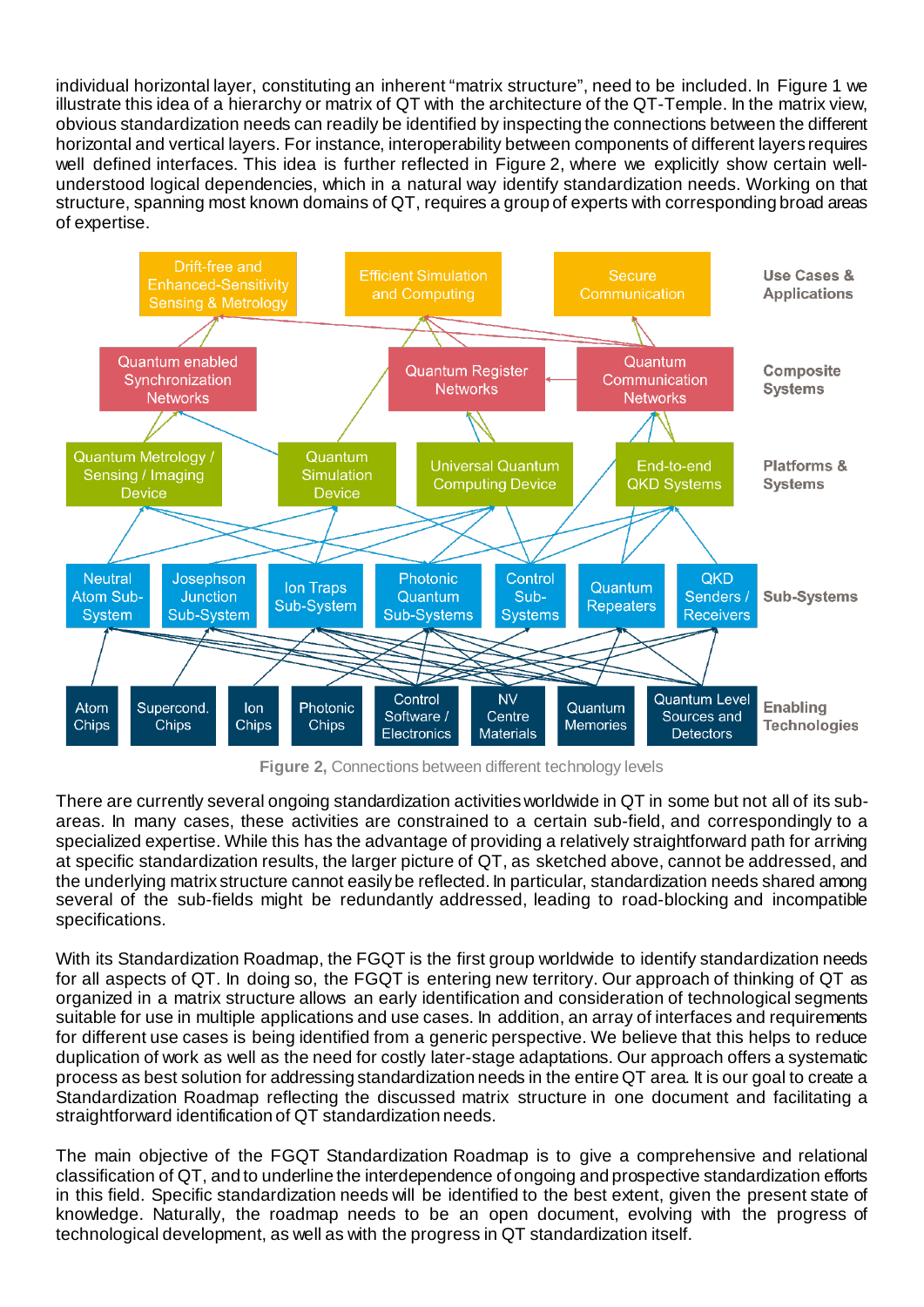individual horizontal layer, constituting an inherent "matrix structure", need to be included. In Figure 1 we illustrate this idea of a hierarchy or matrix of QT with the architecture of the QT-Temple. In the matrix view, obvious standardization needs can readily be identified by inspecting the connections between the different horizontal and vertical layers. For instance, interoperability between components of different layers requires well defined interfaces. This idea is further reflected in Figure 2, where we explicitly show certain well-understood logical dependencies, which in a natural way identify standardization needs. Working on that structure, spanning most known domains of QT, requires a group of experts with corresponding broad areas of expertise.

Use Cases & Applications
Drift-free and Enhanced-Sensitivity Sensing & Metrology
Efficient Simulation and Computing
Secure Communication

Composite Systems
Quantum enabled Synchronization Networks
Quantum Register Networks
Quantum Communication Networks

Platforms & Systems
Quantum Metrology / Sensing / Imaging Device
Quantum Simulation Device
Universal Quantum Computing Device
End-to-end QKD Systems

Sub-Systems
Neutral Atom Sub-System
Josephson Junction Sub-System
Ion Traps Sub-System
Photonic Quantum Sub-Systems
Control Sub-Systems
Quantum Repeaters
QKD Senders / Receivers

Enabling Technologies
Atom Chips
Supercond. Chips
Ion Chips
Photonic Chips
Control Software / Electronics
NV Centre Materials
Quantum Memories
Quantum Level Sources and Detectors

**Figure 2,** Connections between different technology levels

There are currently several ongoing standardization activities worldwide in QT in some but not all of its sub-areas. In many cases, these activities are constrained to a certain sub-field, and correspondingly to a specialized expertise. While this has the advantage of providing a relatively straightforward path for arriving at specific standardization results, the larger picture of QT, as sketched above, cannot be addressed, and the underlying matrix structure cannot easily be reflected. In particular, standardization needs shared among several of the sub-fields might be redundantly addressed, leading to road-blocking and incompatible specifications.

With its Standardization Roadmap, the FGQT is the first group worldwide to identify standardization needs for all aspects of QT. In doing so, the FGQT is entering new territory. Our approach of thinking of QT as organized in a matrix structure allows an early identification and consideration of technological segments suitable for use in multiple applications and use cases. In addition, an array of interfaces and requirements for different use cases is being identified from a generic perspective. We believe that this helps to reduce duplication of work as well as the need for costly later-stage adaptations. Our approach offers a systematic process as best solution for addressing standardization needs in the entire QT area. It is our goal to create a Standardization Roadmap reflecting the discussed matrix structure in one document and facilitating a straightforward identification of QT standardization needs.

The main objective of the FGQT Standardization Roadmap is to give a comprehensive and relational classification of QT, and to underline the interdependence of ongoing and prospective standardization efforts in this field. Specific standardization needs will be identified to the best extent, given the present state of knowledge. Naturally, the roadmap needs to be an open document, evolving with the progress of technological development, as well as with the progress in QT standardization itself.